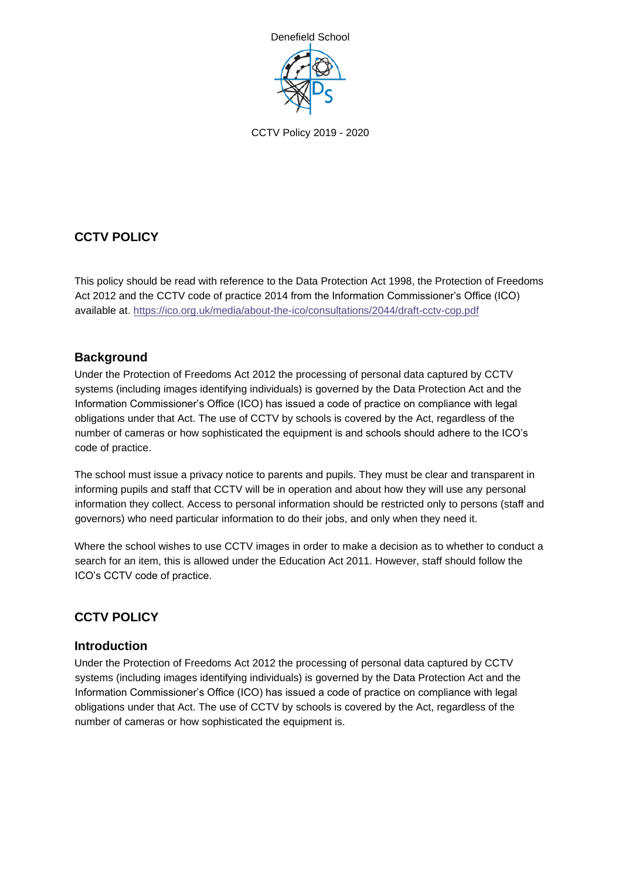Denefield School

CCTV Policy 2019 - 2020

## CCTV POLICY

This policy should be read with reference to the Data Protection Act 1998, the Protection of Freedoms Act 2012 and the CCTV code of practice 2014 from the Information Commissioner's Office (ICO) available at. https://ico.org.uk/media/about-the-ico/consultations/2044/draft-cctv-cop.pdf

### Background

Under the Protection of Freedoms Act 2012 the processing of personal data captured by CCTV systems (including images identifying individuals) is governed by the Data Protection Act and the Information Commissioner's Office (ICO) has issued a code of practice on compliance with legal obligations under that Act. The use of CCTV by schools is covered by the Act, regardless of the number of cameras or how sophisticated the equipment is and schools should adhere to the ICO's code of practice.

The school must issue a privacy notice to parents and pupils. They must be clear and transparent in informing pupils and staff that CCTV will be in operation and about how they will use any personal information they collect. Access to personal information should be restricted only to persons (staff and governors) who need particular information to do their jobs, and only when they need it.

Where the school wishes to use CCTV images in order to make a decision as to whether to conduct a search for an item, this is allowed under the Education Act 2011. However, staff should follow the ICO's CCTV code of practice.

## CCTV POLICY

### Introduction

Under the Protection of Freedoms Act 2012 the processing of personal data captured by CCTV systems (including images identifying individuals) is governed by the Data Protection Act and the Information Commissioner's Office (ICO) has issued a code of practice on compliance with legal obligations under that Act. The use of CCTV by schools is covered by the Act, regardless of the number of cameras or how sophisticated the equipment is.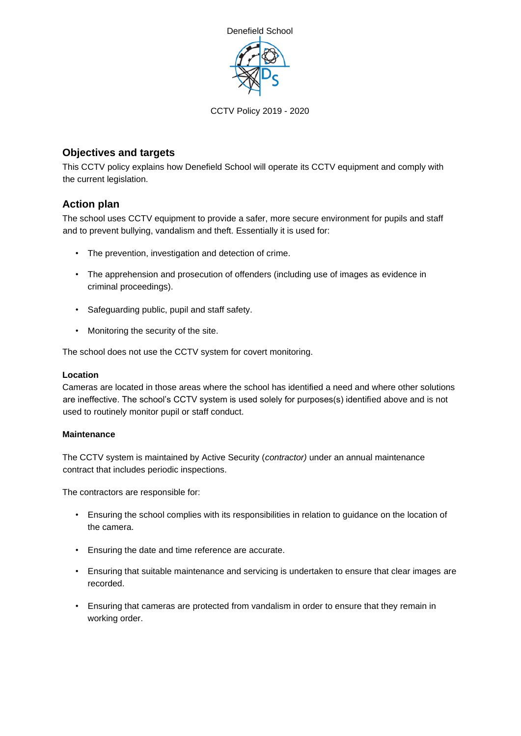Denefield School

CCTV Policy 2019 - 2020

## Objectives and targets

This CCTV policy explains how Denefield School will operate its CCTV equipment and comply with the current legislation.

## Action plan

The school uses CCTV equipment to provide a safer, more secure environment for pupils and staff and to prevent bullying, vandalism and theft. Essentially it is used for:

- The prevention, investigation and detection of crime.
- The apprehension and prosecution of offenders (including use of images as evidence in criminal proceedings).
- Safeguarding public, pupil and staff safety.
- Monitoring the security of the site.

The school does not use the CCTV system for covert monitoring.

#### Location

Cameras are located in those areas where the school has identified a need and where other solutions are ineffective. The school's CCTV system is used solely for purposes(s) identified above and is not used to routinely monitor pupil or staff conduct.

#### Maintenance

The CCTV system is maintained by Active Security (*contractor)* under an annual maintenance contract that includes periodic inspections.

The contractors are responsible for:

- Ensuring the school complies with its responsibilities in relation to guidance on the location of the camera.
- Ensuring the date and time reference are accurate.
- Ensuring that suitable maintenance and servicing is undertaken to ensure that clear images are recorded.
- Ensuring that cameras are protected from vandalism in order to ensure that they remain in working order.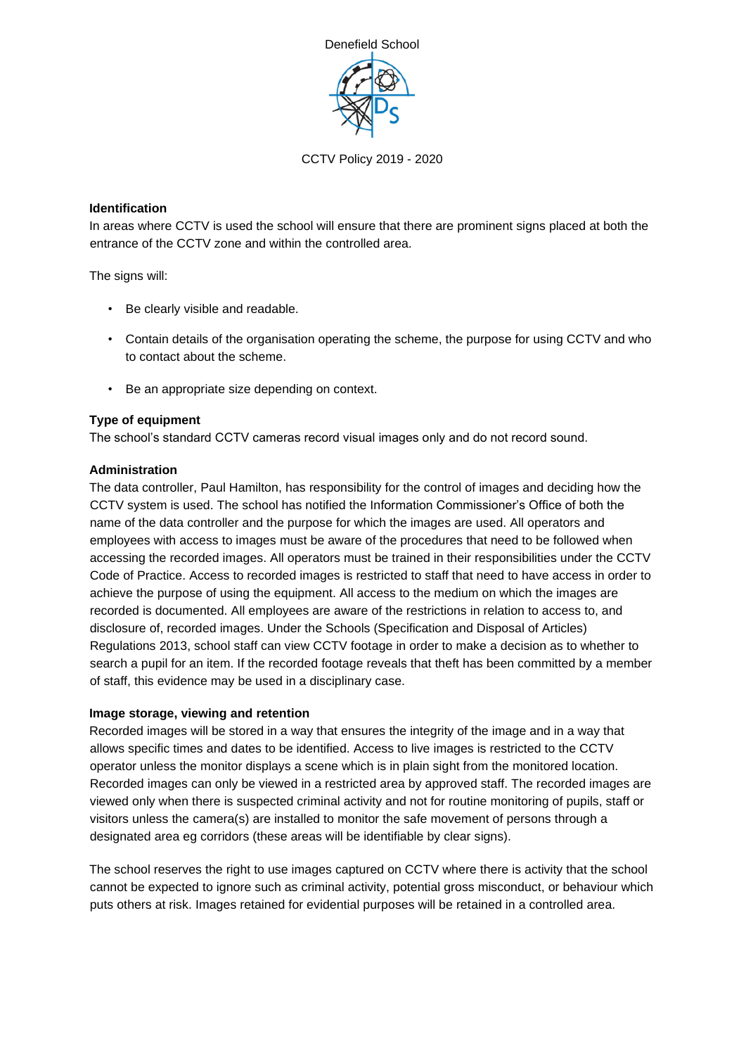Denefield School

CCTV Policy 2019 - 2020

**Identification**

In areas where CCTV is used the school will ensure that there are prominent signs placed at both the entrance of the CCTV zone and within the controlled area.

The signs will:

- Be clearly visible and readable.
- Contain details of the organisation operating the scheme, the purpose for using CCTV and who to contact about the scheme.
- Be an appropriate size depending on context.

**Type of equipment**

The school's standard CCTV cameras record visual images only and do not record sound.

**Administration**

The data controller, Paul Hamilton, has responsibility for the control of images and deciding how the CCTV system is used. The school has notified the Information Commissioner's Office of both the name of the data controller and the purpose for which the images are used. All operators and employees with access to images must be aware of the procedures that need to be followed when accessing the recorded images. All operators must be trained in their responsibilities under the CCTV Code of Practice. Access to recorded images is restricted to staff that need to have access in order to achieve the purpose of using the equipment. All access to the medium on which the images are recorded is documented. All employees are aware of the restrictions in relation to access to, and disclosure of, recorded images. Under the Schools (Specification and Disposal of Articles) Regulations 2013, school staff can view CCTV footage in order to make a decision as to whether to search a pupil for an item. If the recorded footage reveals that theft has been committed by a member of staff, this evidence may be used in a disciplinary case.

**Image storage, viewing and retention**

Recorded images will be stored in a way that ensures the integrity of the image and in a way that allows specific times and dates to be identified. Access to live images is restricted to the CCTV operator unless the monitor displays a scene which is in plain sight from the monitored location. Recorded images can only be viewed in a restricted area by approved staff. The recorded images are viewed only when there is suspected criminal activity and not for routine monitoring of pupils, staff or visitors unless the camera(s) are installed to monitor the safe movement of persons through a designated area eg corridors (these areas will be identifiable by clear signs).

The school reserves the right to use images captured on CCTV where there is activity that the school cannot be expected to ignore such as criminal activity, potential gross misconduct, or behaviour which puts others at risk. Images retained for evidential purposes will be retained in a controlled area.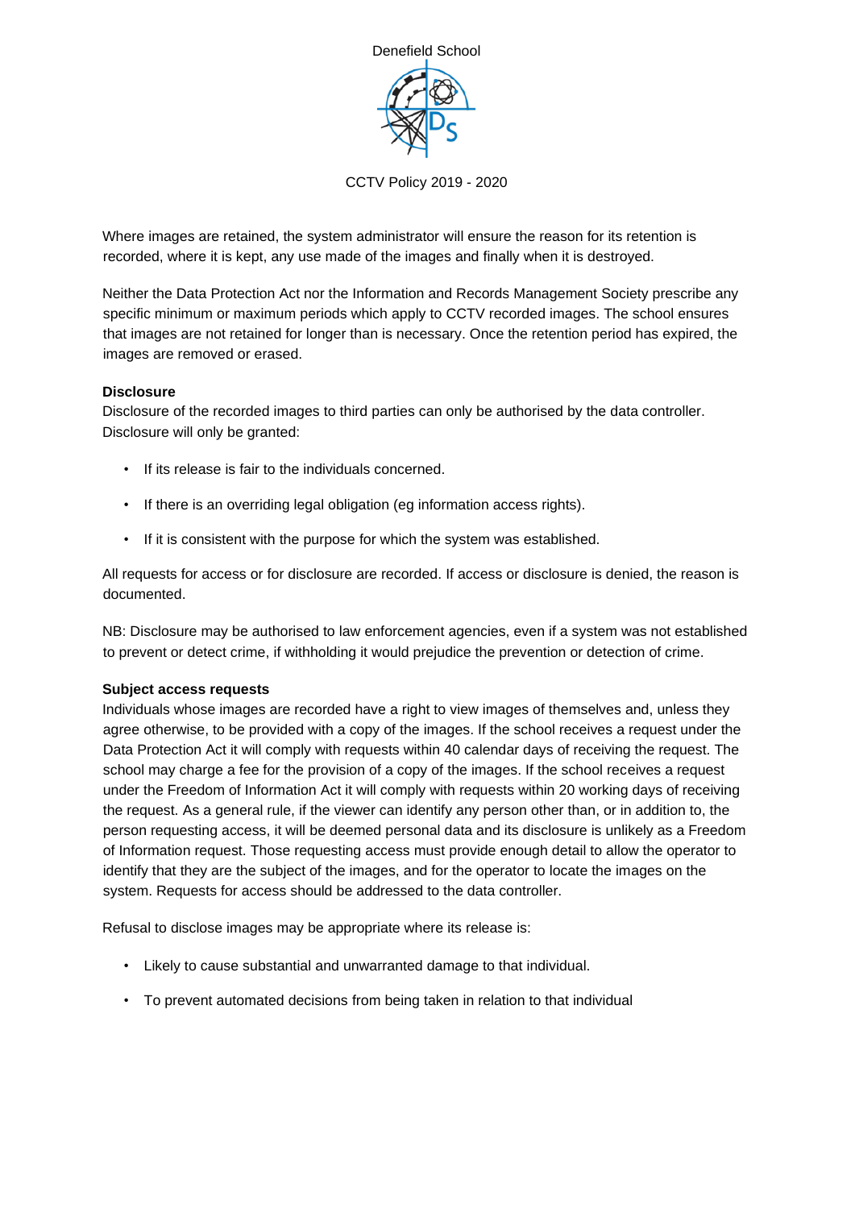Where images are retained, the system administrator will ensure the reason for its retention is recorded, where it is kept, any use made of the images and finally when it is destroyed.

Neither the Data Protection Act nor the Information and Records Management Society prescribe any specific minimum or maximum periods which apply to CCTV recorded images. The school ensures that images are not retained for longer than is necessary. Once the retention period has expired, the images are removed or erased.

**Disclosure**

Disclosure of the recorded images to third parties can only be authorised by the data controller. Disclosure will only be granted:

- If its release is fair to the individuals concerned.
- If there is an overriding legal obligation (eg information access rights).
- If it is consistent with the purpose for which the system was established.

All requests for access or for disclosure are recorded. If access or disclosure is denied, the reason is documented.

NB: Disclosure may be authorised to law enforcement agencies, even if a system was not established to prevent or detect crime, if withholding it would prejudice the prevention or detection of crime.

**Subject access requests**

Individuals whose images are recorded have a right to view images of themselves and, unless they agree otherwise, to be provided with a copy of the images. If the school receives a request under the Data Protection Act it will comply with requests within 40 calendar days of receiving the request. The school may charge a fee for the provision of a copy of the images. If the school receives a request under the Freedom of Information Act it will comply with requests within 20 working days of receiving the request. As a general rule, if the viewer can identify any person other than, or in addition to, the person requesting access, it will be deemed personal data and its disclosure is unlikely as a Freedom of Information request. Those requesting access must provide enough detail to allow the operator to identify that they are the subject of the images, and for the operator to locate the images on the system. Requests for access should be addressed to the data controller.

Refusal to disclose images may be appropriate where its release is:

- Likely to cause substantial and unwarranted damage to that individual.
- To prevent automated decisions from being taken in relation to that individual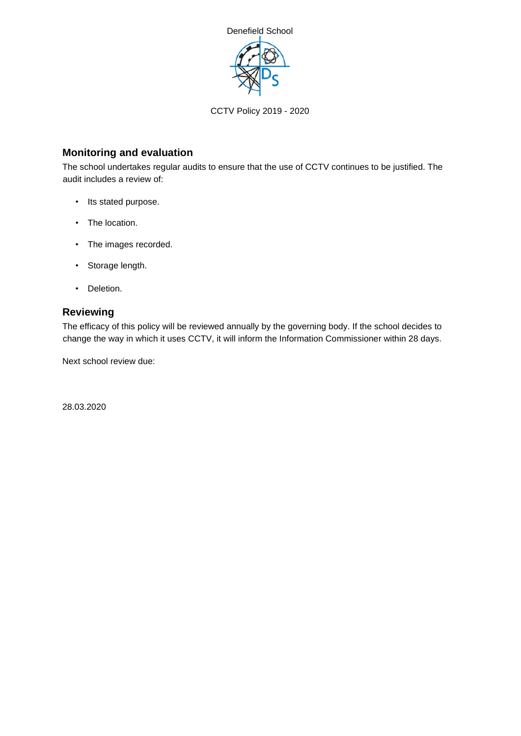## Monitoring and evaluation

The school undertakes regular audits to ensure that the use of CCTV continues to be justified. The audit includes a review of:

- Its stated purpose.
- The location.
- The images recorded.
- Storage length.
- Deletion.

## Reviewing

The efficacy of this policy will be reviewed annually by the governing body. If the school decides to change the way in which it uses CCTV, it will inform the Information Commissioner within 28 days.

Next school review due:

28.03.2020